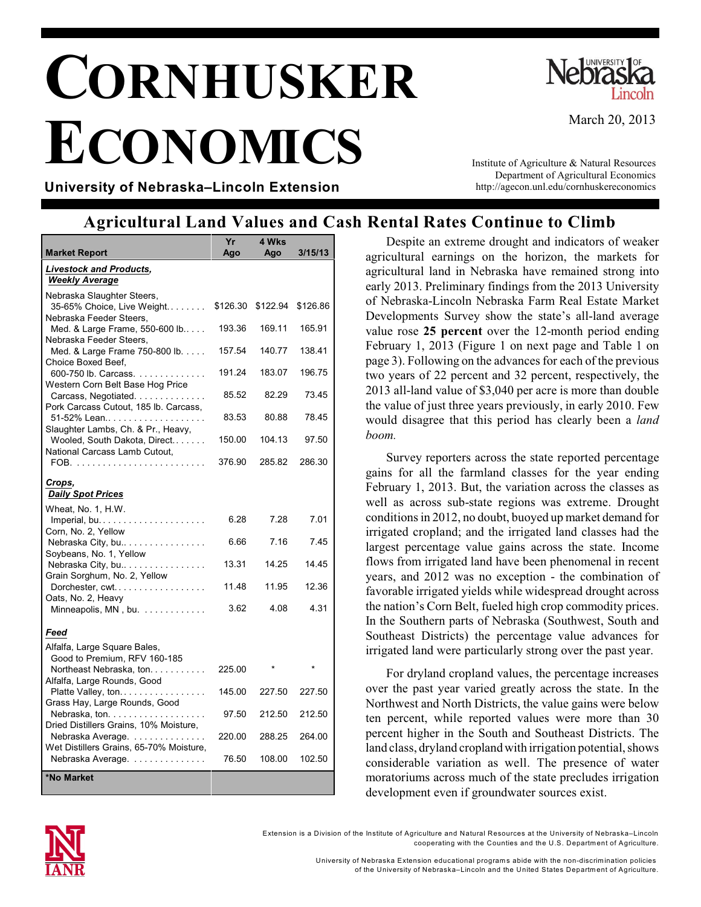# CORNHUSKER ECONOMICS

March 20, 2013

**University of Nebraska–Lincoln Extension**

Institute of Agriculture & Natural Resources
Department of Agricultural Economics
http://agecon.unl.edu/cornhuskereconomics

## Agricultural Land Values and Cash Rental Rates Continue to Climb

| Market Report | Yr Ago | 4 Wks Ago | 3/15/13 |
|---|---|---|---|
| ***Livestock and Products, Weekly Average*** | | | |
| Nebraska Slaughter Steers, 35-65% Choice, Live Weight. . . . . . . . | $126.30 | $122.94 | $126.86 |
| Nebraska Feeder Steers, Med. & Large Frame, 550-600 lb. . . . . | 193.36 | 169.11 | 165.91 |
| Nebraska Feeder Steers, Med. & Large Frame 750-800 lb. . . . . | 157.54 | 140.77 | 138.41 |
| Choice Boxed Beef, 600-750 lb. Carcass. . . . . . . . . . . . . . | 191.24 | 183.07 | 196.75 |
| Western Corn Belt Base Hog Price Carcass, Negotiated. . . . . . . . . . . . . | 85.52 | 82.29 | 73.45 |
| Pork Carcass Cutout, 185 lb. Carcass, 51-52% Lean. . . . . . . . . . . . . . . . . . . | 83.53 | 80.88 | 78.45 |
| Slaughter Lambs, Ch. & Pr., Heavy, Wooled, South Dakota, Direct. . . . . . . | 150.00 | 104.13 | 97.50 |
| National Carcass Lamb Cutout, FOB. . . . . . . . . . . . . . . . . . . . . . . . . . | 376.90 | 285.82 | 286.30 |
| ***Crops, Daily Spot Prices*** | | | |
| Wheat, No. 1, H.W. Imperial, bu. . . . . . . . . . . . . . . . . . . . . | 6.28 | 7.28 | 7.01 |
| Corn, No. 2, Yellow Nebraska City, bu. . . . . . . . . . . . . . . . . | 6.66 | 7.16 | 7.45 |
| Soybeans, No. 1, Yellow Nebraska City, bu. . . . . . . . . . . . . . . . | 13.31 | 14.25 | 14.45 |
| Grain Sorghum, No. 2, Yellow Dorchester, cwt. . . . . . . . . . . . . . . . . . | 11.48 | 11.95 | 12.36 |
| Oats, No. 2, Heavy Minneapolis, MN , bu. . . . . . . . . . . . | 3.62 | 4.08 | 4.31 |
| ***Feed*** | | | |
| Alfalfa, Large Square Bales, Good to Premium, RFV 160-185 Northeast Nebraska, ton. . . . . . . . . . . | 225.00 | * | * |
| Alfalfa, Large Rounds, Good Platte Valley, ton. . . . . . . . . . . . . . . . . | 145.00 | 227.50 | 227.50 |
| Grass Hay, Large Rounds, Good Nebraska, ton. . . . . . . . . . . . . . . . . . . | 97.50 | 212.50 | 212.50 |
| Dried Distillers Grains, 10% Moisture, Nebraska Average. . . . . . . . . . . . . . | 220.00 | 288.25 | 264.00 |
| Wet Distillers Grains, 65-70% Moisture, Nebraska Average. . . . . . . . . . . . . . | 76.50 | 108.00 | 102.50 |
| *No Market | | | |

Despite an extreme drought and indicators of weaker agricultural earnings on the horizon, the markets for agricultural land in Nebraska have remained strong into early 2013. Preliminary findings from the 2013 University of Nebraska-Lincoln Nebraska Farm Real Estate Market Developments Survey show the state's all-land average value rose **25 percent** over the 12-month period ending February 1, 2013 (Figure 1 on next page and Table 1 on page 3). Following on the advances for each of the previous two years of 22 percent and 32 percent, respectively, the 2013 all-land value of $3,040 per acre is more than double the value of just three years previously, in early 2010. Few would disagree that this period has clearly been a *land boom.*

Survey reporters across the state reported percentage gains for all the farmland classes for the year ending February 1, 2013. But, the variation across the classes as well as across sub-state regions was extreme. Drought conditions in 2012, no doubt, buoyed up market demand for irrigated cropland; and the irrigated land classes had the largest percentage value gains across the state. Income flows from irrigated land have been phenomenal in recent years, and 2012 was no exception - the combination of favorable irrigated yields while widespread drought across the nation's Corn Belt, fueled high crop commodity prices. In the Southern parts of Nebraska (Southwest, South and Southeast Districts) the percentage value advances for irrigated land were particularly strong over the past year.

For dryland cropland values, the percentage increases over the past year varied greatly across the state. In the Northwest and North Districts, the value gains were below ten percent, while reported values were more than 30 percent higher in the South and Southeast Districts. The land class, dryland cropland with irrigation potential, shows considerable variation as well. The presence of water moratoriums across much of the state precludes irrigation development even if groundwater sources exist.

Extension is a Division of the Institute of Agriculture and Natural Resources at the University of Nebraska–Lincoln cooperating with the Counties and the U.S. Department of Agriculture.

University of Nebraska Extension educational programs abide with the non-discrimination policies of the University of Nebraska–Lincoln and the United States Department of Agriculture.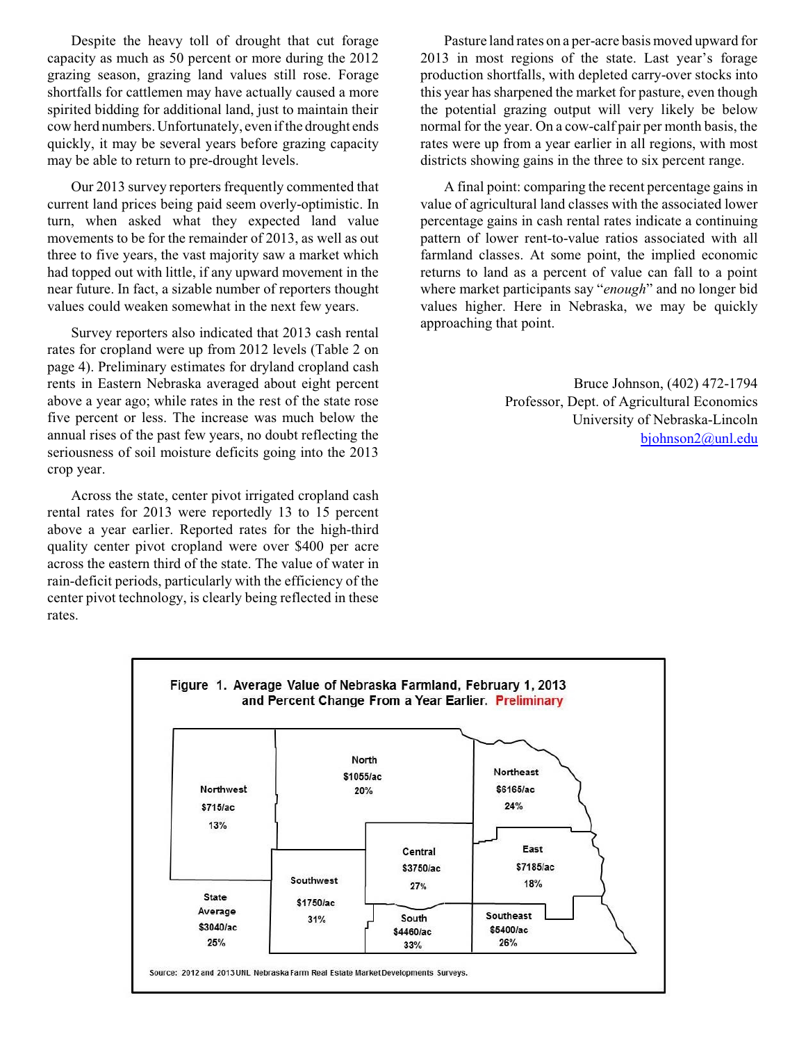Despite the heavy toll of drought that cut forage capacity as much as 50 percent or more during the 2012 grazing season, grazing land values still rose. Forage shortfalls for cattlemen may have actually caused a more spirited bidding for additional land, just to maintain their cow herd numbers. Unfortunately, even if the drought ends quickly, it may be several years before grazing capacity may be able to return to pre-drought levels.

Our 2013 survey reporters frequently commented that current land prices being paid seem overly-optimistic. In turn, when asked what they expected land value movements to be for the remainder of 2013, as well as out three to five years, the vast majority saw a market which had topped out with little, if any upward movement in the near future. In fact, a sizable number of reporters thought values could weaken somewhat in the next few years.

Survey reporters also indicated that 2013 cash rental rates for cropland were up from 2012 levels (Table 2 on page 4). Preliminary estimates for dryland cropland cash rents in Eastern Nebraska averaged about eight percent above a year ago; while rates in the rest of the state rose five percent or less. The increase was much below the annual rises of the past few years, no doubt reflecting the seriousness of soil moisture deficits going into the 2013 crop year.

Across the state, center pivot irrigated cropland cash rental rates for 2013 were reportedly 13 to 15 percent above a year earlier. Reported rates for the high-third quality center pivot cropland were over $400 per acre across the eastern third of the state. The value of water in rain-deficit periods, particularly with the efficiency of the center pivot technology, is clearly being reflected in these rates.

Pasture land rates on a per-acre basis moved upward for 2013 in most regions of the state. Last year's forage production shortfalls, with depleted carry-over stocks into this year has sharpened the market for pasture, even though the potential grazing output will very likely be below normal for the year. On a cow-calf pair per month basis, the rates were up from a year earlier in all regions, with most districts showing gains in the three to six percent range.

A final point: comparing the recent percentage gains in value of agricultural land classes with the associated lower percentage gains in cash rental rates indicate a continuing pattern of lower rent-to-value ratios associated with all farmland classes. At some point, the implied economic returns to land as a percent of value can fall to a point where market participants say "*enough*" and no longer bid values higher. Here in Nebraska, we may be quickly approaching that point.

Bruce Johnson, (402) 472-1794
Professor, Dept. of Agricultural Economics
University of Nebraska-Lincoln
bjohnson2@unl.edu

**Figure 1. Average Value of Nebraska Farmland, February 1, 2013 and Percent Change From a Year Earlier. Preliminary**

| Region | Value | Percent Change |
|---|---|---|
| Northwest | $715/ac | 13% |
| North | $1055/ac | 20% |
| Northeast | $6165/ac | 24% |
| Central | $3750/ac | 27% |
| East | $7185/ac | 18% |
| Southwest | $1750/ac | 31% |
| South | $4460/ac | 33% |
| Southeast | $5400/ac | 26% |
| State Average | $3040/ac | 25% |

Source: 2012 and 2013 UNL Nebraska Farm Real Estate Market Developments Surveys.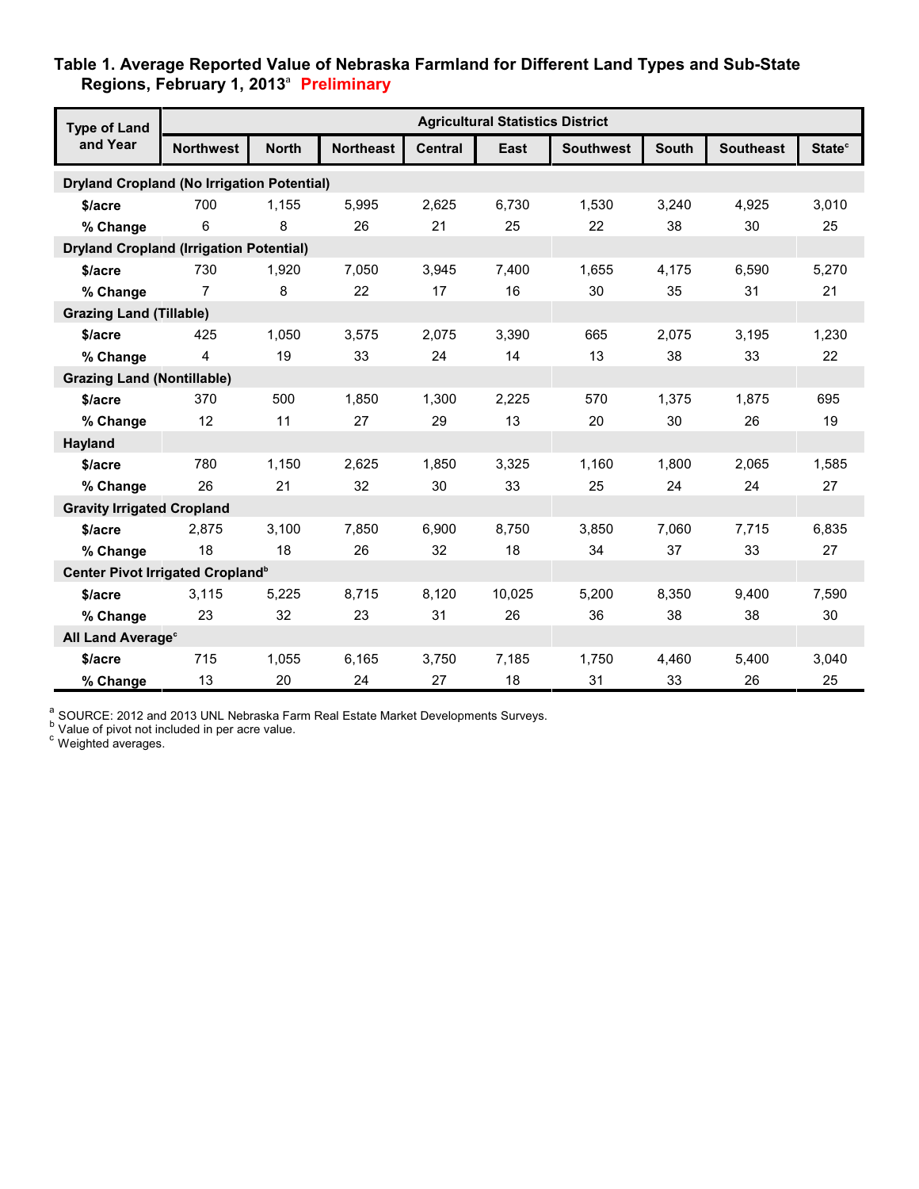### Table 1. Average Reported Value of Nebraska Farmland for Different Land Types and Sub-State Regions, February 1, 2013[a] Preliminary

| Type of Land and Year | Agricultural Statistics District | | | | | | | | |
|---|---|---|---|---|---|---|---|---|---|
| | Northwest | North | Northeast | Central | East | Southwest | South | Southeast | State[c] |
| **Dryland Cropland (No Irrigation Potential)** | | | | | | | | | |
| **$/acre** | 700 | 1,155 | 5,995 | 2,625 | 6,730 | 1,530 | 3,240 | 4,925 | 3,010 |
| **% Change** | 6 | 8 | 26 | 21 | 25 | 22 | 38 | 30 | 25 |
| **Dryland Cropland (Irrigation Potential)** | | | | | | | | | |
| **$/acre** | 730 | 1,920 | 7,050 | 3,945 | 7,400 | 1,655 | 4,175 | 6,590 | 5,270 |
| **% Change** | 7 | 8 | 22 | 17 | 16 | 30 | 35 | 31 | 21 |
| **Grazing Land (Tillable)** | | | | | | | | | |
| **$/acre** | 425 | 1,050 | 3,575 | 2,075 | 3,390 | 665 | 2,075 | 3,195 | 1,230 |
| **% Change** | 4 | 19 | 33 | 24 | 14 | 13 | 38 | 33 | 22 |
| **Grazing Land (Nontillable)** | | | | | | | | | |
| **$/acre** | 370 | 500 | 1,850 | 1,300 | 2,225 | 570 | 1,375 | 1,875 | 695 |
| **% Change** | 12 | 11 | 27 | 29 | 13 | 20 | 30 | 26 | 19 |
| **Hayland** | | | | | | | | | |
| **$/acre** | 780 | 1,150 | 2,625 | 1,850 | 3,325 | 1,160 | 1,800 | 2,065 | 1,585 |
| **% Change** | 26 | 21 | 32 | 30 | 33 | 25 | 24 | 24 | 27 |
| **Gravity Irrigated Cropland** | | | | | | | | | |
| **$/acre** | 2,875 | 3,100 | 7,850 | 6,900 | 8,750 | 3,850 | 7,060 | 7,715 | 6,835 |
| **% Change** | 18 | 18 | 26 | 32 | 18 | 34 | 37 | 33 | 27 |
| **Center Pivot Irrigated Cropland[b]** | | | | | | | | | |
| **$/acre** | 3,115 | 5,225 | 8,715 | 8,120 | 10,025 | 5,200 | 8,350 | 9,400 | 7,590 |
| **% Change** | 23 | 32 | 23 | 31 | 26 | 36 | 38 | 38 | 30 |
| **All Land Average[c]** | | | | | | | | | |
| **$/acre** | 715 | 1,055 | 6,165 | 3,750 | 7,185 | 1,750 | 4,460 | 5,400 | 3,040 |
| **% Change** | 13 | 20 | 24 | 27 | 18 | 31 | 33 | 26 | 25 |

[a] SOURCE: 2012 and 2013 UNL Nebraska Farm Real Estate Market Developments Surveys.
[b] Value of pivot not included in per acre value.
[c] Weighted averages.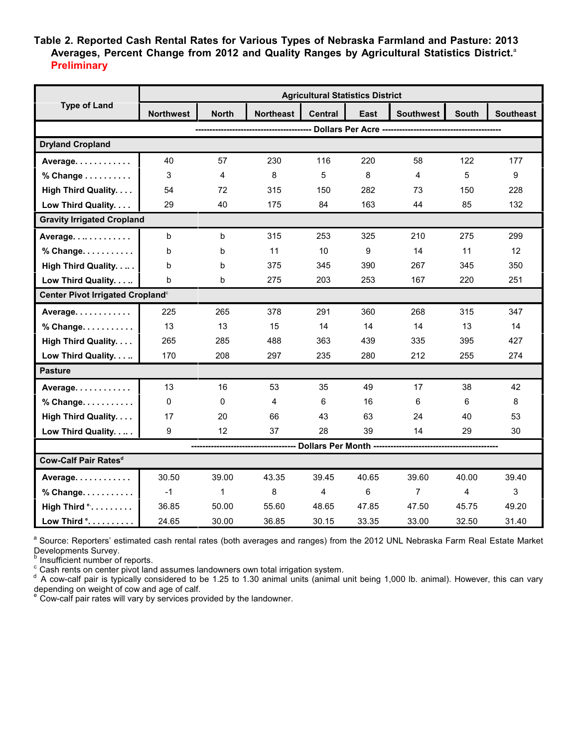**Table 2. Reported Cash Rental Rates for Various Types of Nebraska Farmland and Pasture: 2013 Averages, Percent Change from 2012 and Quality Ranges by Agricultural Statistics District.**[a] **Preliminary**

| Type of Land | Agricultural Statistics District | | | | | | | |
|---|---|---|---|---|---|---|---|---|
| | Northwest | North | Northeast | Central | East | Southwest | South | Southeast |
| | ---- Dollars Per Acre ---- | | | | | | | |
| **Dryland Cropland** | | | | | | | | |
| Average. . . . . . . . . . . . | 40 | 57 | 230 | 116 | 220 | 58 | 122 | 177 |
| % Change . . . . . . . . . . | 3 | 4 | 8 | 5 | 8 | 4 | 5 | 9 |
| High Third Quality. . . . | 54 | 72 | 315 | 150 | 282 | 73 | 150 | 228 |
| Low Third Quality. . . . | 29 | 40 | 175 | 84 | 163 | 44 | 85 | 132 |
| **Gravity Irrigated Cropland** | | | | | | | | |
| Average. . . . . . . . . . . . | b | b | 315 | 253 | 325 | 210 | 275 | 299 |
| % Change. . . . . . . . . . . | b | b | 11 | 10 | 9 | 14 | 11 | 12 |
| High Third Quality. . . . . | b | b | 375 | 345 | 390 | 267 | 345 | 350 |
| Low Third Quality. . . . . | b | b | 275 | 203 | 253 | 167 | 220 | 251 |
| **Center Pivot Irrigated Cropland**[c] | | | | | | | | |
| Average. . . . . . . . . . . . | 225 | 265 | 378 | 291 | 360 | 268 | 315 | 347 |
| % Change. . . . . . . . . . . | 13 | 13 | 15 | 14 | 14 | 14 | 13 | 14 |
| High Third Quality. . . . | 265 | 285 | 488 | 363 | 439 | 335 | 395 | 427 |
| Low Third Quality. . . . . | 170 | 208 | 297 | 235 | 280 | 212 | 255 | 274 |
| **Pasture** | | | | | | | | |
| Average. . . . . . . . . . . . | 13 | 16 | 53 | 35 | 49 | 17 | 38 | 42 |
| % Change. . . . . . . . . . . | 0 | 0 | 4 | 6 | 16 | 6 | 6 | 8 |
| High Third Quality. . . . | 17 | 20 | 66 | 43 | 63 | 24 | 40 | 53 |
| Low Third Quality. . . . . | 9 | 12 | 37 | 28 | 39 | 14 | 29 | 30 |
| | ---- Dollars Per Month ---- | | | | | | | |
| **Cow-Calf Pair Rates**[d] | | | | | | | | |
| Average. . . . . . . . . . . . | 30.50 | 39.00 | 43.35 | 39.45 | 40.65 | 39.60 | 40.00 | 39.40 |
| % Change. . . . . . . . . . . | -1 | 1 | 8 | 4 | 6 | 7 | 4 | 3 |
| High Third [e]. . . . . . . . . | 36.85 | 50.00 | 55.60 | 48.65 | 47.85 | 47.50 | 45.75 | 49.20 |
| Low Third [e]. . . . . . . . . . | 24.65 | 30.00 | 36.85 | 30.15 | 33.35 | 33.00 | 32.50 | 31.40 |

[a] Source: Reporters' estimated cash rental rates (both averages and ranges) from the 2012 UNL Nebraska Farm Real Estate Market Developments Survey.
[b] Insufficient number of reports.
[c] Cash rents on center pivot land assumes landowners own total irrigation system.
[d] A cow-calf pair is typically considered to be 1.25 to 1.30 animal units (animal unit being 1,000 lb. animal). However, this can vary depending on weight of cow and age of calf.
[e] Cow-calf pair rates will vary by services provided by the landowner.